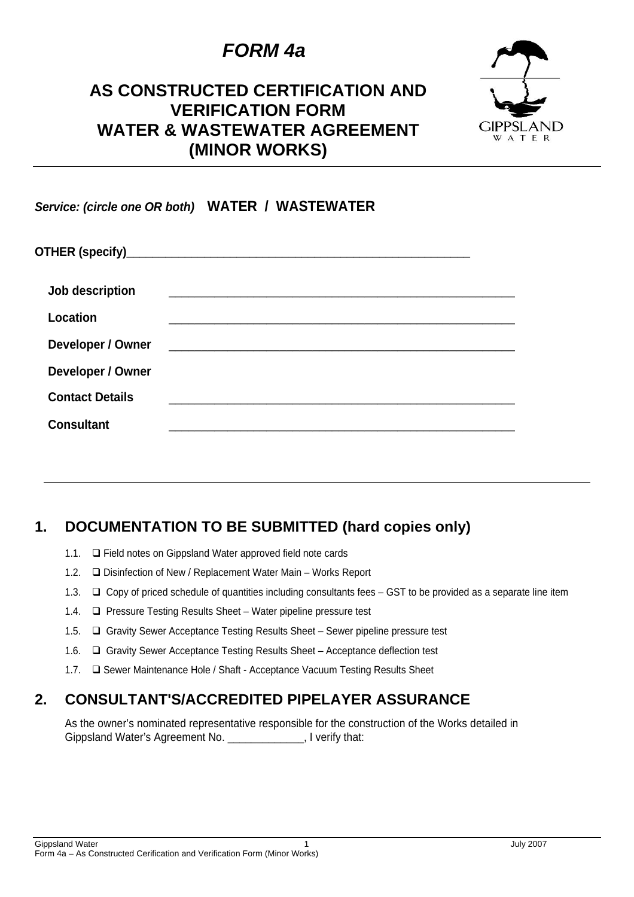# *FORM 4a*

## AS CONSTRUCTED CERTIFICATION AND VERIFICATION FORM WATER & WASTEWATER AGREEMENT (MINOR WORKS)

***Service: (circle one OR both)*** **WATER / WASTEWATER**

**OTHER (specify)**___________________________________________________________

**Job description** ___________________________________________________________

**Location** ___________________________________________________________

**Developer / Owner** ___________________________________________________________

**Developer / Owner Contact Details** ___________________________________________________________

**Consultant** ___________________________________________________________

## 1. DOCUMENTATION TO BE SUBMITTED (hard copies only)

1.1. ❑ Field notes on Gippsland Water approved field note cards

1.2. ❑ Disinfection of New / Replacement Water Main – Works Report

1.3. ❑ Copy of priced schedule of quantities including consultants fees – GST to be provided as a separate line item

1.4. ❑ Pressure Testing Results Sheet – Water pipeline pressure test

1.5. ❑ Gravity Sewer Acceptance Testing Results Sheet – Sewer pipeline pressure test

1.6. ❑ Gravity Sewer Acceptance Testing Results Sheet – Acceptance deflection test

1.7. ❑ Sewer Maintenance Hole / Shaft - Acceptance Vacuum Testing Results Sheet

## 2. CONSULTANT'S/ACCREDITED PIPELAYER ASSURANCE

As the owner's nominated representative responsible for the construction of the Works detailed in Gippsland Water's Agreement No. _____________, I verify that: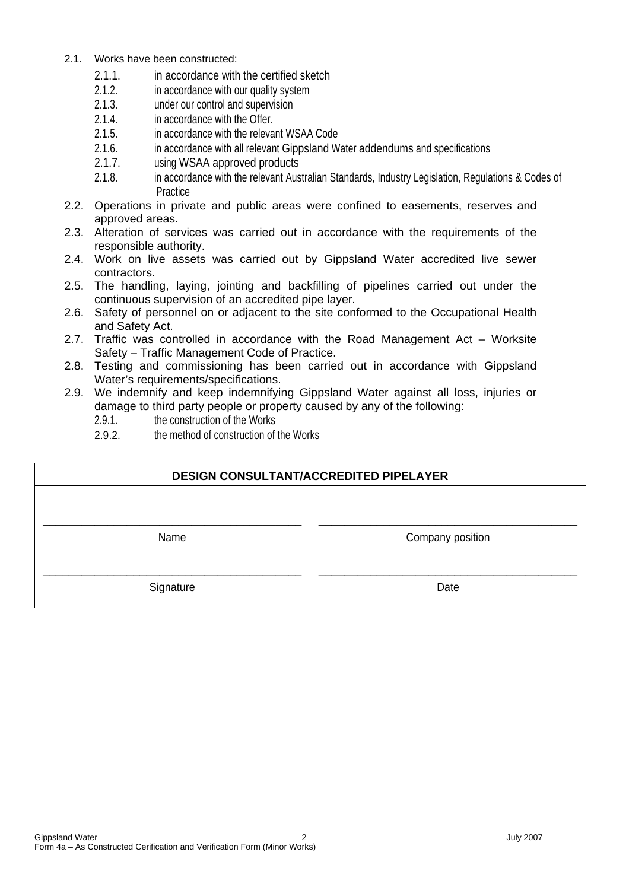2.1. Works have been constructed:

   2.1.1. in accordance with the certified sketch
   2.1.2. in accordance with our quality system
   2.1.3. under our control and supervision
   2.1.4. in accordance with the Offer.
   2.1.5. in accordance with the relevant WSAA Code
   2.1.6. in accordance with all relevant Gippsland Water addendums and specifications
   2.1.7. using WSAA approved products
   2.1.8. in accordance with the relevant Australian Standards, Industry Legislation, Regulations & Codes of Practice

2.2. Operations in private and public areas were confined to easements, reserves and approved areas.

2.3. Alteration of services was carried out in accordance with the requirements of the responsible authority.

2.4. Work on live assets was carried out by Gippsland Water accredited live sewer contractors.

2.5. The handling, laying, jointing and backfilling of pipelines carried out under the continuous supervision of an accredited pipe layer.

2.6. Safety of personnel on or adjacent to the site conformed to the Occupational Health and Safety Act.

2.7. Traffic was controlled in accordance with the Road Management Act – Worksite Safety – Traffic Management Code of Practice.

2.8. Testing and commissioning has been carried out in accordance with Gippsland Water's requirements/specifications.

2.9. We indemnify and keep indemnifying Gippsland Water against all loss, injuries or damage to third party people or property caused by any of the following:

   2.9.1. the construction of the Works
   2.9.2. the method of construction of the Works

| DESIGN CONSULTANT/ACCREDITED PIPELAYER | |
|---|---|
| ______________________________ | ______________________________ |
| Name | Company position |
| ______________________________ | ______________________________ |
| Signature | Date |